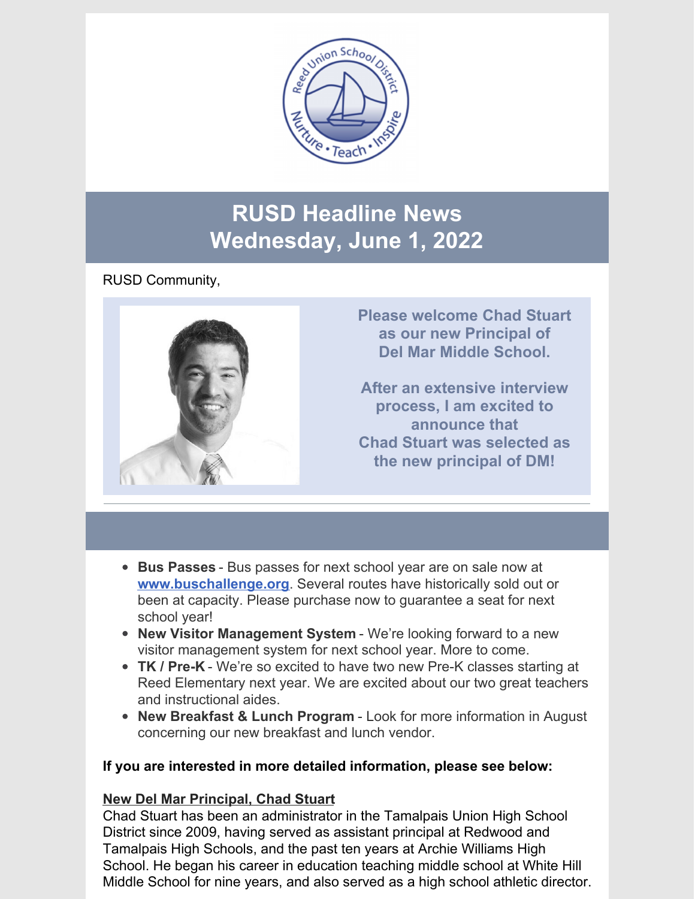# RUSD Headline News
# Wednesday, June 1, 2022

RUSD Community,

**Please welcome Chad Stuart as our new Principal of Del Mar Middle School.**

**After an extensive interview process, I am excited to announce that Chad Stuart was selected as the new principal of DM!**

---

- **Bus Passes** - Bus passes for next school year are on sale now at **www.buschallenge.org**. Several routes have historically sold out or been at capacity. Please purchase now to guarantee a seat for next school year!
- **New Visitor Management System** - We're looking forward to a new visitor management system for next school year. More to come.
- **TK / Pre-K** - We're so excited to have two new Pre-K classes starting at Reed Elementary next year. We are excited about our two great teachers and instructional aides.
- **New Breakfast & Lunch Program** - Look for more information in August concerning our new breakfast and lunch vendor.

**If you are interested in more detailed information, please see below:**

**New Del Mar Principal, Chad Stuart**

Chad Stuart has been an administrator in the Tamalpais Union High School District since 2009, having served as assistant principal at Redwood and Tamalpais High Schools, and the past ten years at Archie Williams High School. He began his career in education teaching middle school at White Hill Middle School for nine years, and also served as a high school athletic director.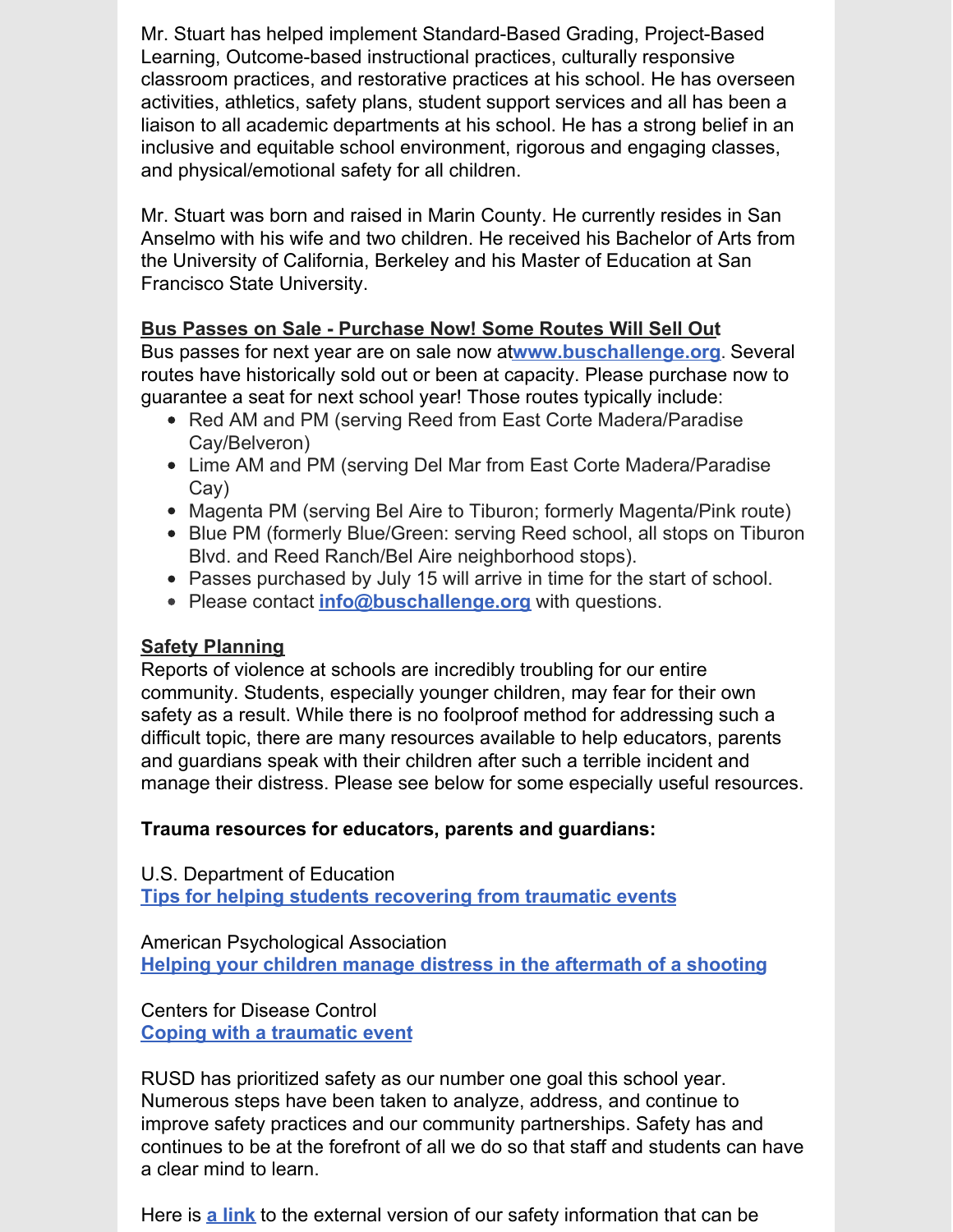Mr. Stuart has helped implement Standard-Based Grading, Project-Based Learning, Outcome-based instructional practices, culturally responsive classroom practices, and restorative practices at his school. He has overseen activities, athletics, safety plans, student support services and all has been a liaison to all academic departments at his school. He has a strong belief in an inclusive and equitable school environment, rigorous and engaging classes, and physical/emotional safety for all children.

Mr. Stuart was born and raised in Marin County. He currently resides in San Anselmo with his wife and two children. He received his Bachelor of Arts from the University of California, Berkeley and his Master of Education at San Francisco State University.

**Bus Passes on Sale - Purchase Now! Some Routes Will Sell Out**

Bus passes for next year are on sale now at**www.buschallenge.org**. Several routes have historically sold out or been at capacity. Please purchase now to guarantee a seat for next school year! Those routes typically include:

- Red AM and PM (serving Reed from East Corte Madera/Paradise Cay/Belveron)
- Lime AM and PM (serving Del Mar from East Corte Madera/Paradise Cay)
- Magenta PM (serving Bel Aire to Tiburon; formerly Magenta/Pink route)
- Blue PM (formerly Blue/Green: serving Reed school, all stops on Tiburon Blvd. and Reed Ranch/Bel Aire neighborhood stops).
- Passes purchased by July 15 will arrive in time for the start of school.
- Please contact **info@buschallenge.org** with questions.

**Safety Planning**

Reports of violence at schools are incredibly troubling for our entire community. Students, especially younger children, may fear for their own safety as a result. While there is no foolproof method for addressing such a difficult topic, there are many resources available to help educators, parents and guardians speak with their children after such a terrible incident and manage their distress. Please see below for some especially useful resources.

**Trauma resources for educators, parents and guardians:**

U.S. Department of Education
**Tips for helping students recovering from traumatic events**

American Psychological Association
**Helping your children manage distress in the aftermath of a shooting**

Centers for Disease Control
**Coping with a traumatic event**

RUSD has prioritized safety as our number one goal this school year. Numerous steps have been taken to analyze, address, and continue to improve safety practices and our community partnerships. Safety has and continues to be at the forefront of all we do so that staff and students can have a clear mind to learn.

Here is **a link** to the external version of our safety information that can be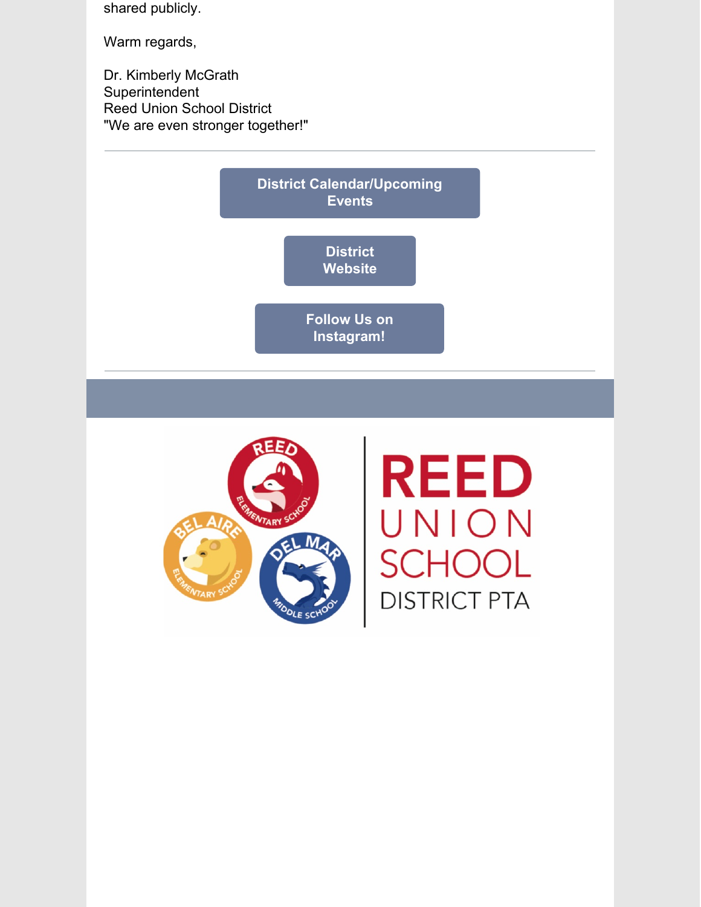shared publicly.

Warm regards,

Dr. Kimberly McGrath
Superintendent
Reed Union School District
"We are even stronger together!"

---

**District Calendar/Upcoming Events**

**District Website**

**Follow Us on Instagram!**

---

REED UNION SCHOOL DISTRICT PTA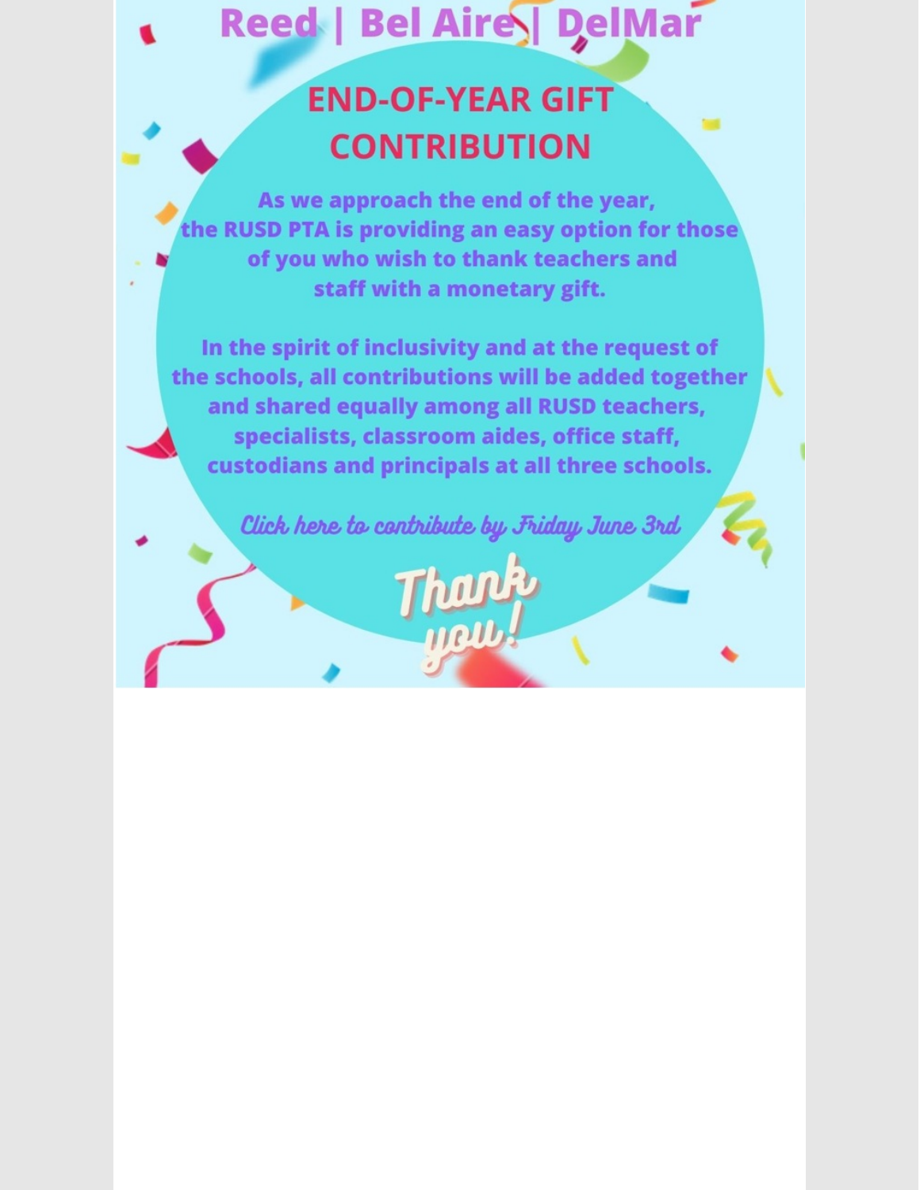# Reed | Bel Aire | DelMar

## END-OF-YEAR GIFT CONTRIBUTION

**As we approach the end of the year, the RUSD PTA is providing an easy option for those of you who wish to thank teachers and staff with a monetary gift.**

**In the spirit of inclusivity and at the request of the schools, all contributions will be added together and shared equally among all RUSD teachers, specialists, classroom aides, office staff, custodians and principals at all three schools.**

*Click here to contribute by Friday June 3rd*

Thank you!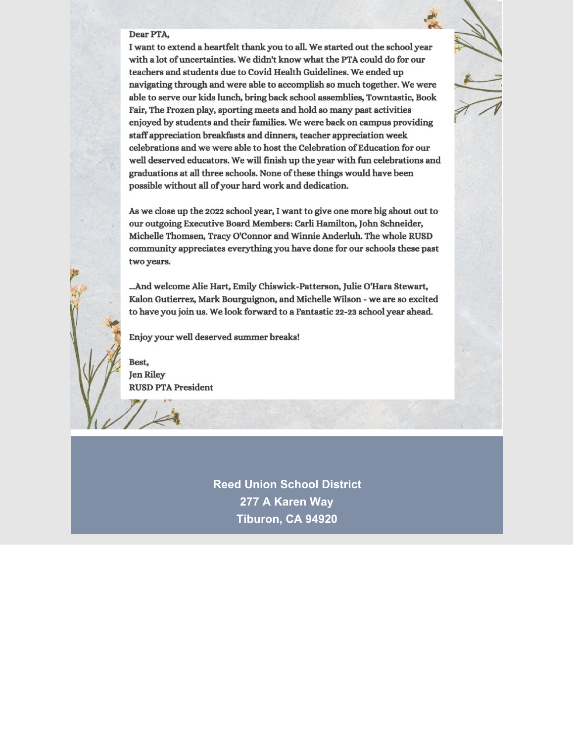Dear PTA,

I want to extend a heartfelt thank you to all. We started out the school year with a lot of uncertainties. We didn't know what the PTA could do for our teachers and students due to Covid Health Guidelines. We ended up navigating through and were able to accomplish so much together. We were able to serve our kids lunch, bring back school assemblies, Towntastic, Book Fair, The Frozen play, sporting meets and hold so many past activities enjoyed by students and their families. We were back on campus providing staff appreciation breakfasts and dinners, teacher appreciation week celebrations and we were able to host the Celebration of Education for our well deserved educators. We will finish up the year with fun celebrations and graduations at all three schools. None of these things would have been possible without all of your hard work and dedication.

As we close up the 2022 school year, I want to give one more big shout out to our outgoing Executive Board Members: Carli Hamilton, John Schneider, Michelle Thomsen, Tracy O'Connor and Winnie Anderluh. The whole RUSD community appreciates everything you have done for our schools these past two years.

...And welcome Alie Hart, Emily Chiswick-Patterson, Julie O'Hara Stewart, Kalon Gutierrez, Mark Bourguignon, and Michelle Wilson - we are so excited to have you join us. We look forward to a Fantastic 22-23 school year ahead.

Enjoy your well deserved summer breaks!

Best,
Jen Riley
RUSD PTA President

**Reed Union School District**
**277 A Karen Way**
**Tiburon, CA 94920**